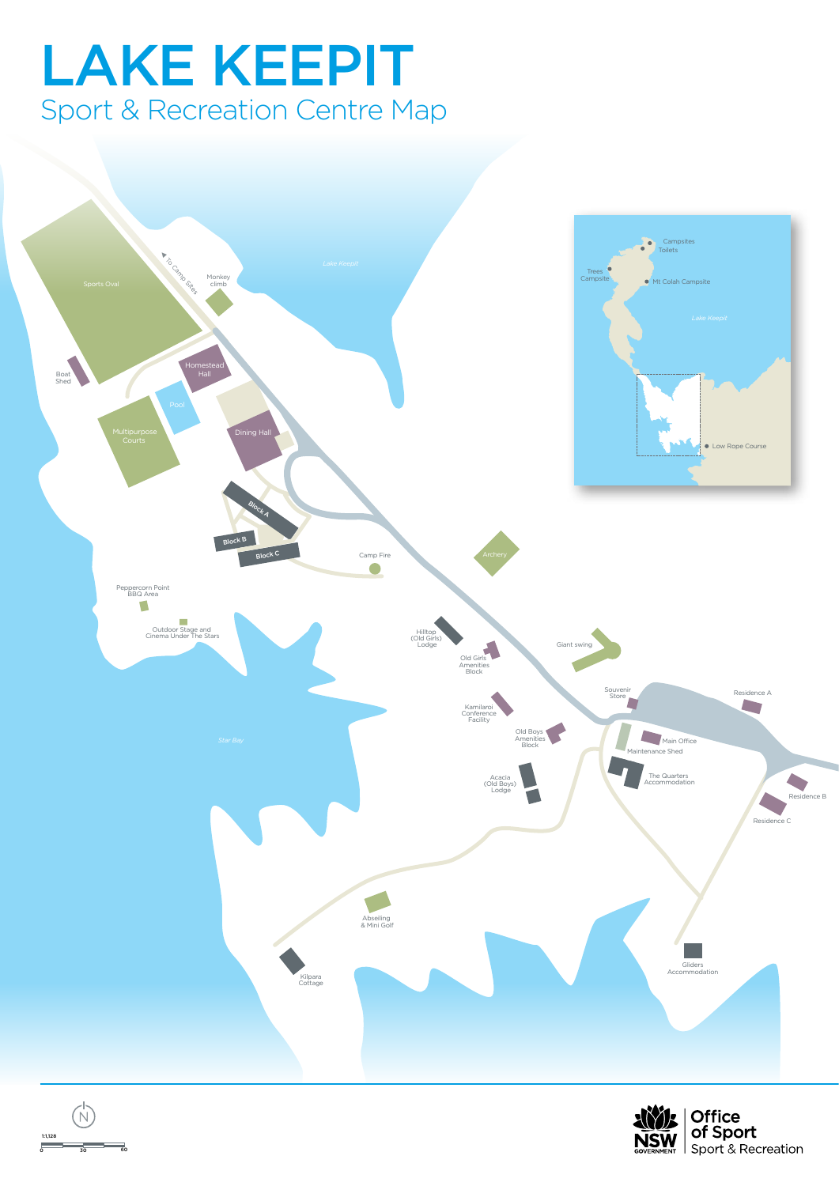# LAKE KEEPIT

## Sport & Recreation Centre Map

Sports Oval

To Camp Sites

Monkey climb

Lake Keepit

Boat Shed

Homestead Hall

Pool

Multipurpose Courts

Dining Hall

Block A

Block B

Block C

Camp Fire

Archery

Peppercorn Point BBQ Area

Outdoor Stage and Cinema Under The Stars

Hilltop (Old Girls) Lodge

Old Girls Amenities Block

Giant swing

Kamilaroi Conference Facility

Souvenir Store

Residence A

Star Bay

Old Boys Amenities Block

Main Office

Maintenance Shed

Acacia (Old Boys) Lodge

The Quarters Accommodation

Residence B

Residence C

Abseiling & Mini Golf

Kilpara Cottage

Gliders Accommodation

Campsites

Toilets

Trees Campsite

Mt Colah Campsite

Lake Keepit

Low Rope Course

N

1:1,128

0 30 60

NSW GOVERNMENT

Office of Sport

Sport & Recreation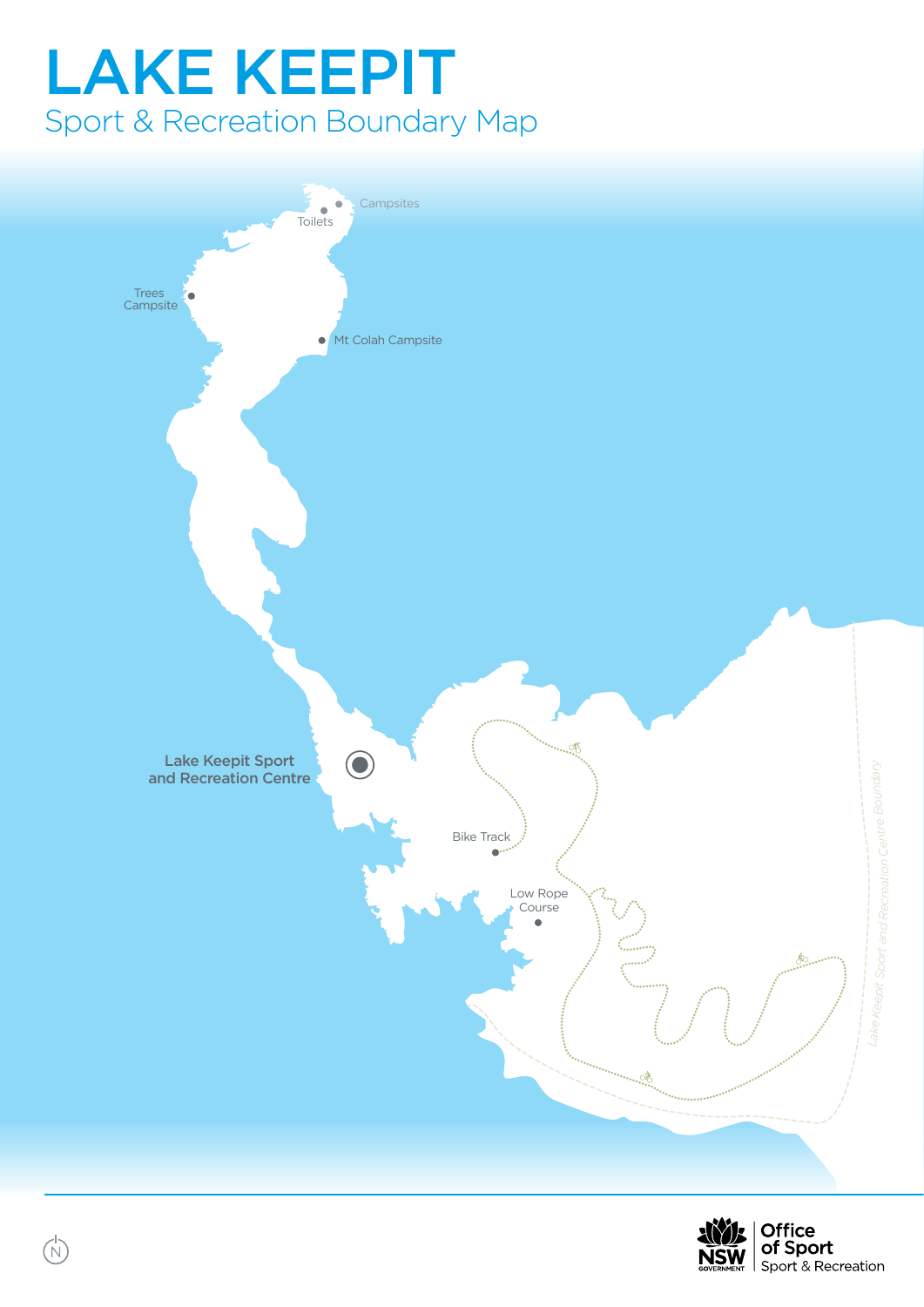# LAKE KEEPIT

## Sport & Recreation Boundary Map

Campsites

Toilets

Trees Campsite

Mt Colah Campsite

**Lake Keepit Sport and Recreation Centre**

Bike Track

Low Rope Course

*Lake Keepit Sport and Recreation Centre Boundary*

N

Office of Sport
Sport & Recreation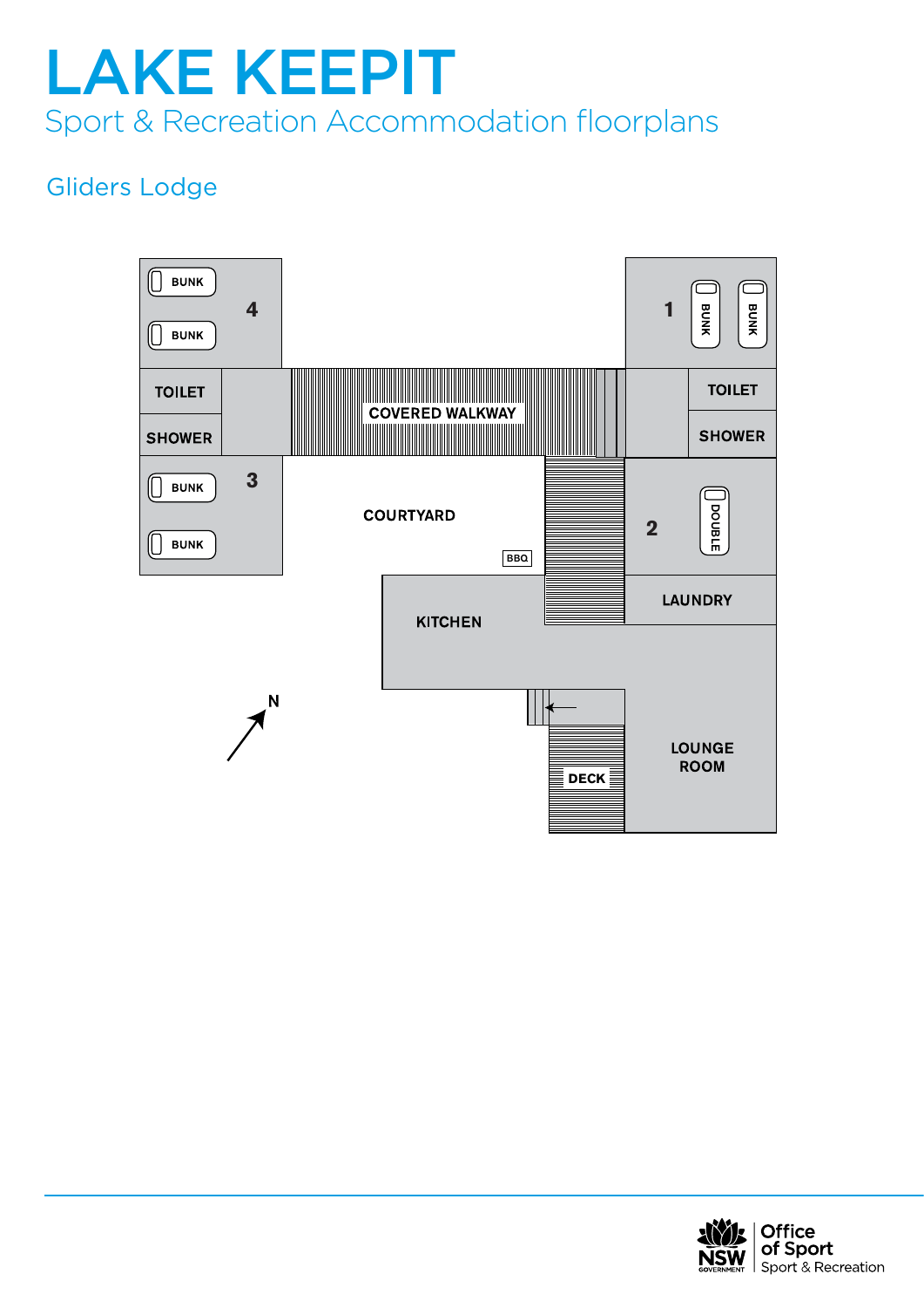# LAKE KEEPIT

## Sport & Recreation Accommodation floorplans

### Gliders Lodge

4
BUNK
BUNK

TOILET
SHOWER

3
BUNK
BUNK

COVERED WALKWAY

COURTYARD

BBQ

KITCHEN

1
BUNK
BUNK

TOILET
SHOWER

2
DOUBLE

LAUNDRY

DECK

LOUNGE ROOM

N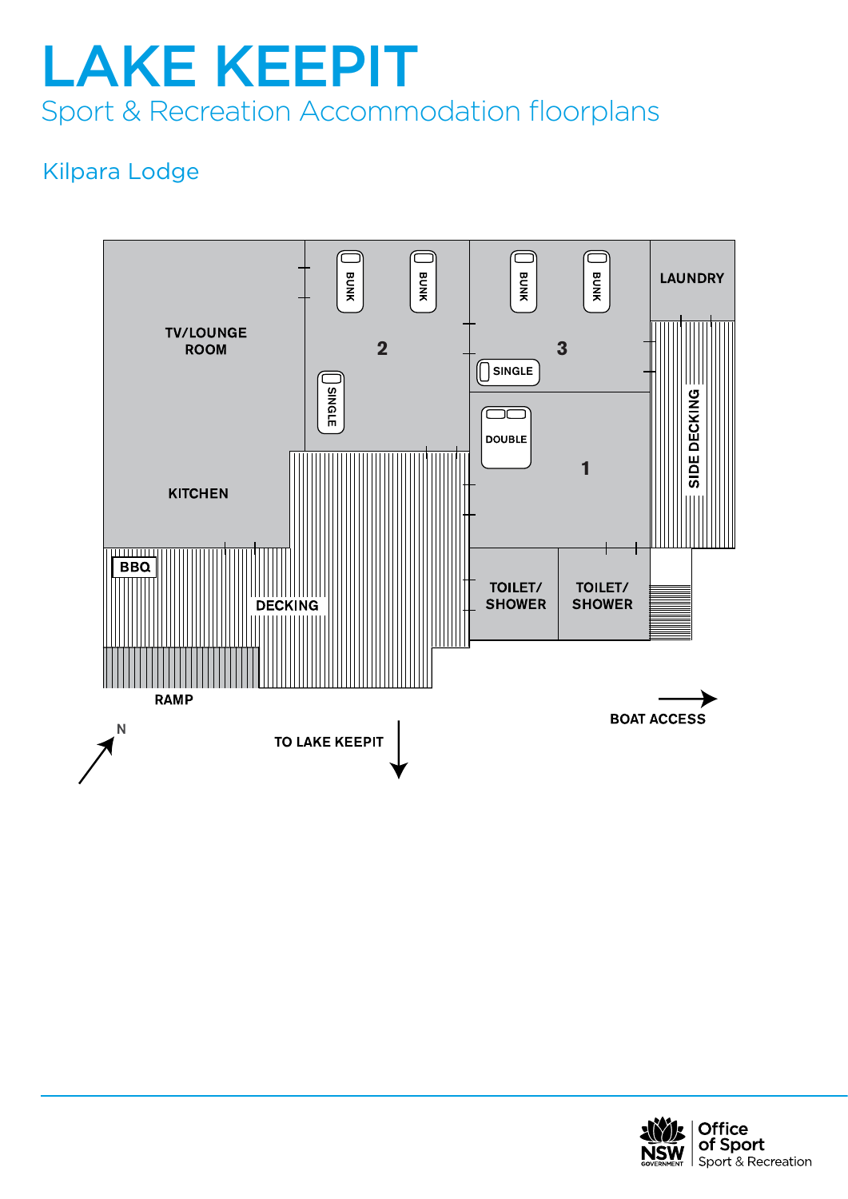# LAKE KEEPIT

## Sport & Recreation Accommodation floorplans

### Kilpara Lodge

TV/LOUNGE ROOM

KITCHEN

BBQ

DECKING

RAMP

2

BUNK

BUNK

SINGLE

3

BUNK

BUNK

SINGLE

1

DOUBLE

LAUNDRY

SIDE DECKING

TOILET/ SHOWER

TOILET/ SHOWER

N

TO LAKE KEEPIT

BOAT ACCESS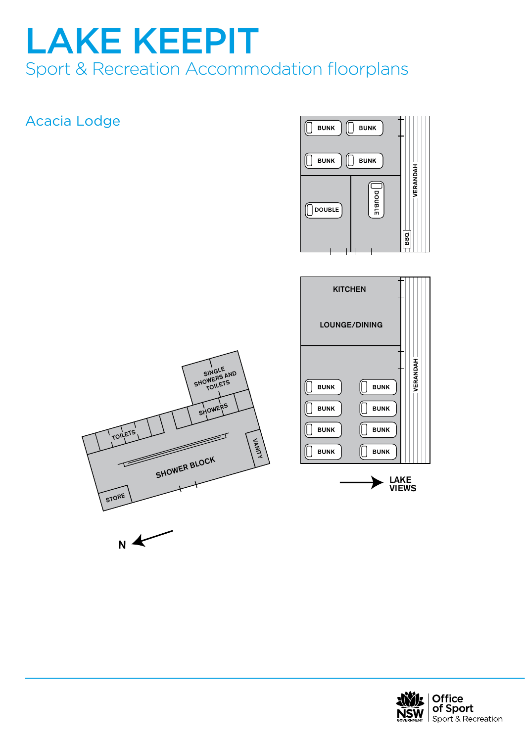# LAKE KEEPIT

## Sport & Recreation Accommodation floorplans

### Acacia Lodge

BUNK BUNK

BUNK BUNK

DOUBLE DOUBLE

VERANDAH

BBQ

KITCHEN

LOUNGE/DINING

BUNK BUNK

BUNK BUNK

BUNK BUNK

BUNK BUNK

VERANDAH

LAKE VIEWS

SINGLE SHOWERS AND TOILETS

SHOWERS

TOILETS

VANITY

SHOWER BLOCK

STORE

N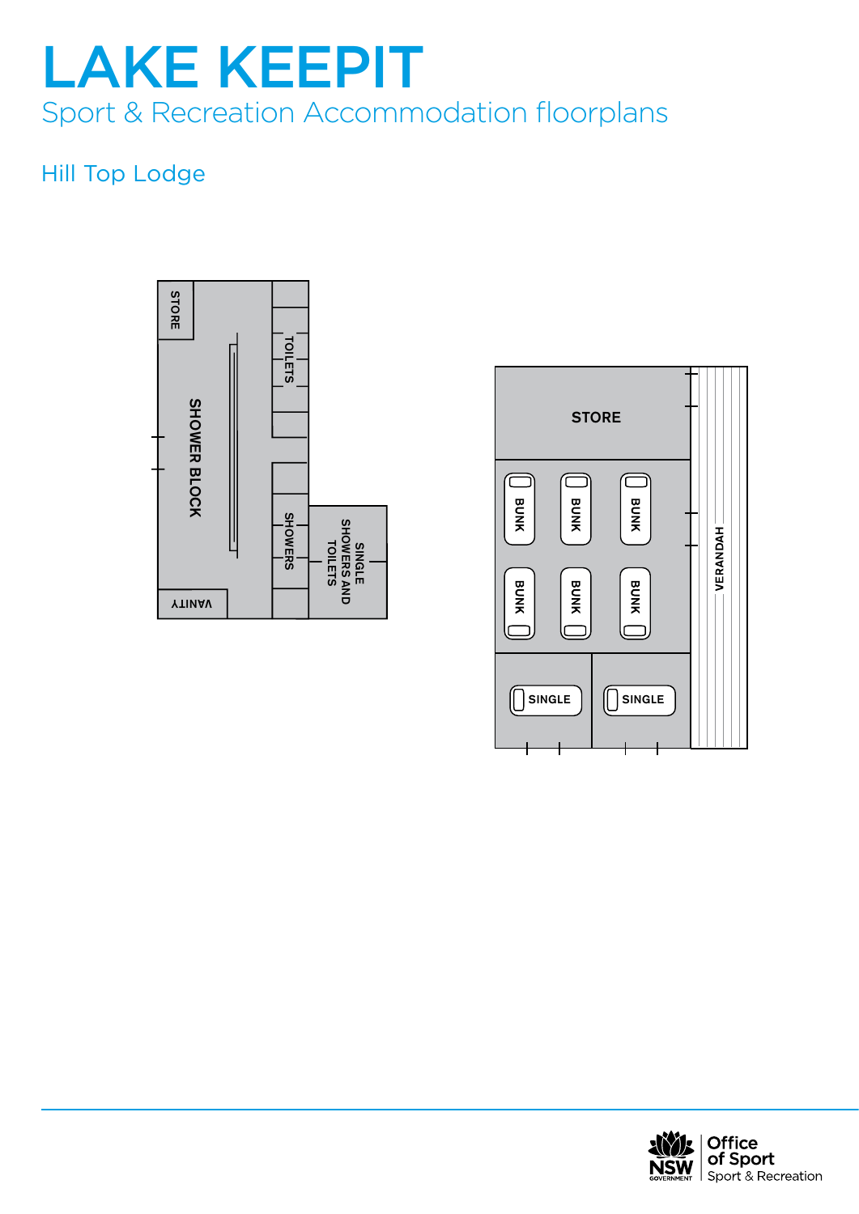# LAKE KEEPIT

## Sport & Recreation Accommodation floorplans

### Hill Top Lodge

STORE

TOILETS

SHOWER BLOCK

SHOWERS

SINGLE SHOWERS AND TOILETS

VANITY

STORE

BUNK

BUNK

BUNK

BUNK

BUNK

BUNK

VERANDAH

SINGLE

SINGLE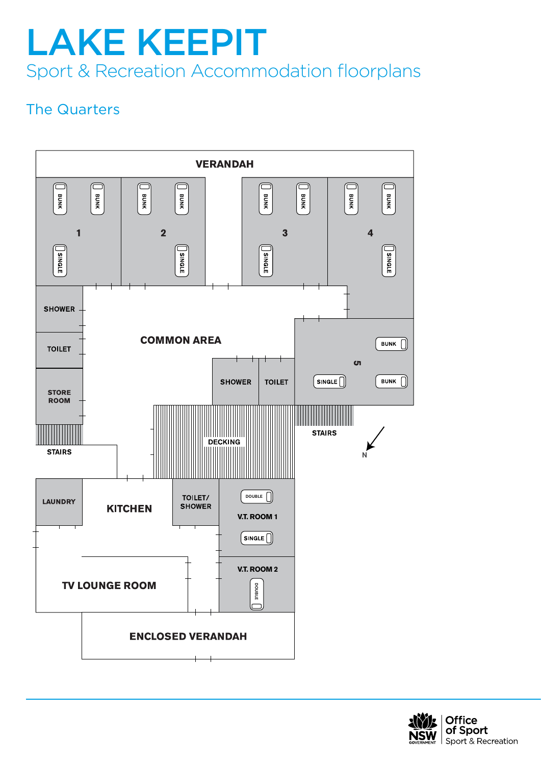# LAKE KEEPIT

## Sport & Recreation Accommodation floorplans

### The Quarters

VERANDAH

BUNK BUNK 1 SINGLE

BUNK BUNK 2 SINGLE

BUNK BUNK 3 SINGLE

BUNK BUNK 4 SINGLE

SHOWER

TOILET

STORE ROOM

COMMON AREA

SHOWER TOILET

5 BUNK SINGLE BUNK

DECKING

STAIRS

STAIRS

N

LAUNDRY

KITCHEN

TOILET/ SHOWER

V.T. ROOM 1 DOUBLE SINGLE

V.T. ROOM 2 DOUBLE

TV LOUNGE ROOM

ENCLOSED VERANDAH

NSW GOVERNMENT | Office of Sport | Sport & Recreation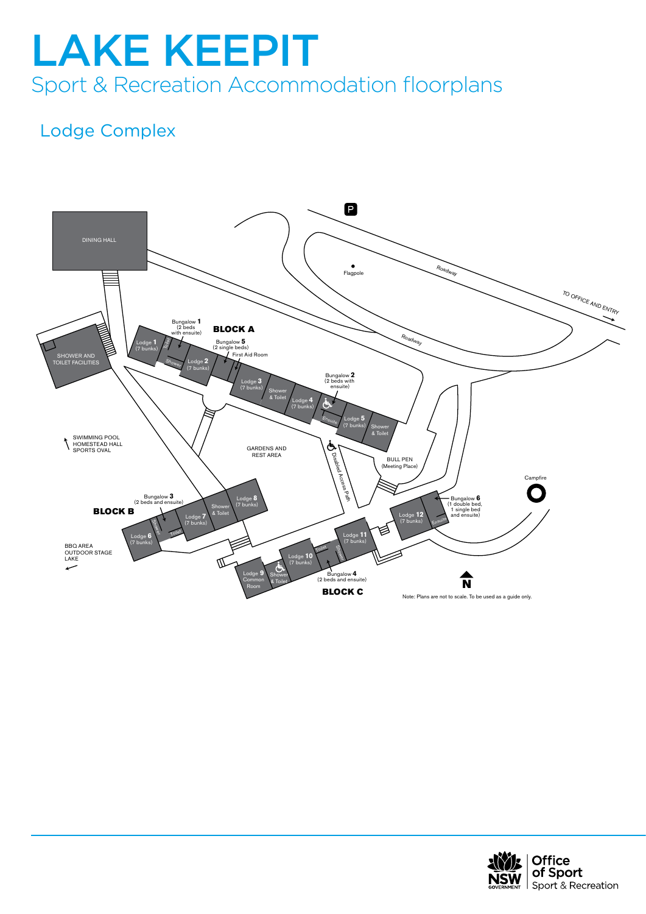# LAKE KEEPIT

## Sport & Recreation Accommodation floorplans

### Lodge Complex

DINING HALL

P

Flagpole

Roadway

TO OFFICE AND ENTRY

Roadway

SHOWER AND TOILET FACILITIES

Bungalow 1 (2 beds with ensuite)

BLOCK A

Lodge 1 (7 bunks)

Toilet

Shower

Lodge 2 (7 bunks)

Bungalow 5 (2 single beds)

First Aid Room

Lodge 3 (7 bunks)

Shower & Toilet

Lodge 4 (7 bunks)

Bungalow 2 (2 beds with ensuite)

Ensuite

Lodge 5 (7 bunks)

Shower & Toilet

SWIMMING POOL
HOMESTEAD HALL
SPORTS OVAL

GARDENS AND REST AREA

Disabled Access Path

BULL PEN (Meeting Place)

Campfire

Bungalow 3 (2 beds and ensuite)

BLOCK B

Shower

Toilet

Lodge 6 (7 bunks)

Lodge 7 (7 bunks)

Shower & Toilet

Lodge 8 (7 bunks)

Bungalow 6 (1 double bed, 1 single bed and ensuite)

Lodge 12 (7 bunks)

Ensuite

Lodge 11 (7 bunks)

Toilet

Shower

Lodge 10 (7 bunks)

Bungalow 4 (2 beds and ensuite)

BLOCK C

Lodge 9 Common Room

Shower & Toilet

BBQ AREA
OUTDOOR STAGE
LAKE

N

Note: Plans are not to scale. To be used as a guide only.

NSW GOVERNMENT | Office of Sport | Sport & Recreation